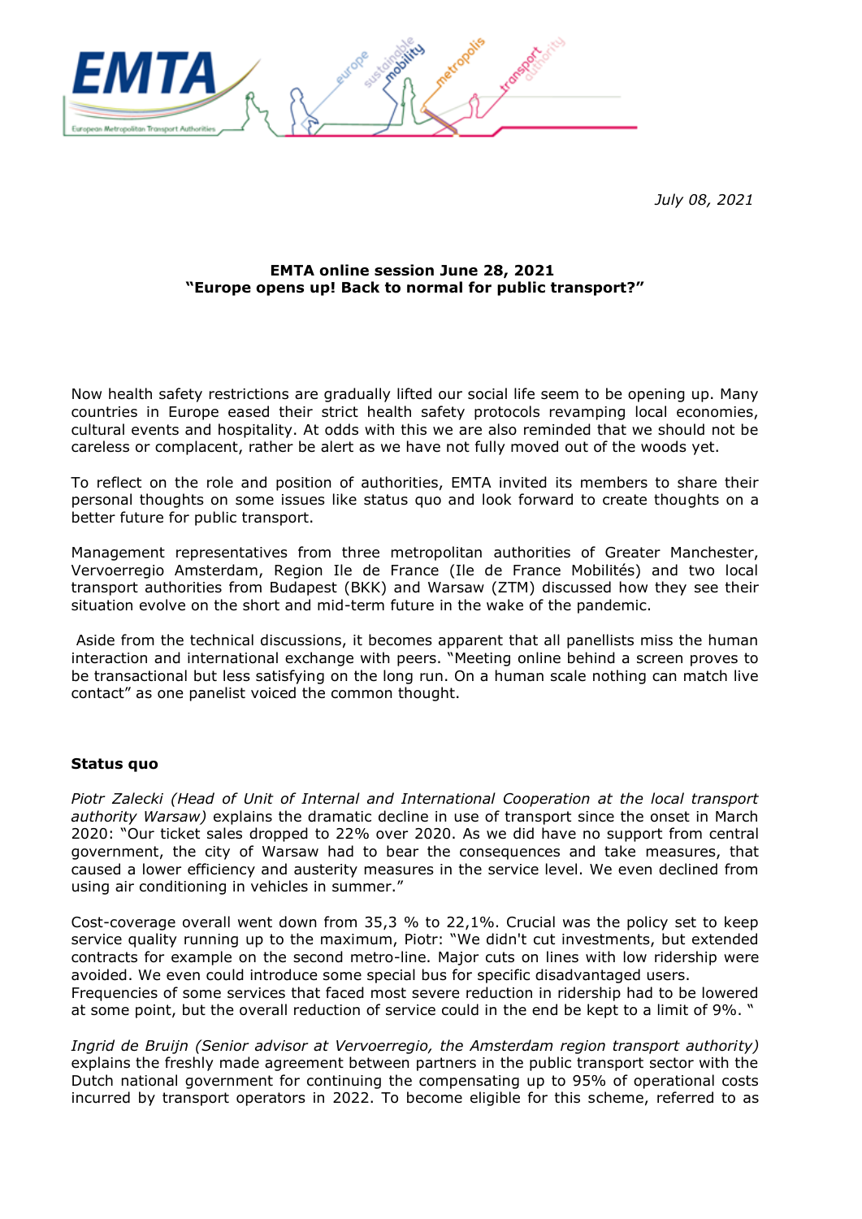July 08, 2021

**EMTA online session June 28, 2021**
**"Europe opens up! Back to normal for public transport?"**

Now health safety restrictions are gradually lifted our social life seem to be opening up. Many countries in Europe eased their strict health safety protocols revamping local economies, cultural events and hospitality. At odds with this we are also reminded that we should not be careless or complacent, rather be alert as we have not fully moved out of the woods yet.

To reflect on the role and position of authorities, EMTA invited its members to share their personal thoughts on some issues like status quo and look forward to create thoughts on a better future for public transport.

Management representatives from three metropolitan authorities of Greater Manchester, Vervoerregio Amsterdam, Region Ile de France (Ile de France Mobilités) and two local transport authorities from Budapest (BKK) and Warsaw (ZTM) discussed how they see their situation evolve on the short and mid-term future in the wake of the pandemic.

Aside from the technical discussions, it becomes apparent that all panellists miss the human interaction and international exchange with peers. "Meeting online behind a screen proves to be transactional but less satisfying on the long run. On a human scale nothing can match live contact" as one panelist voiced the common thought.

**Status quo**

*Piotr Zalecki (Head of Unit of Internal and International Cooperation at the local transport authority Warsaw)* explains the dramatic decline in use of transport since the onset in March 2020: "Our ticket sales dropped to 22% over 2020. As we did have no support from central government, the city of Warsaw had to bear the consequences and take measures, that caused a lower efficiency and austerity measures in the service level. We even declined from using air conditioning in vehicles in summer."

Cost-coverage overall went down from 35,3 % to 22,1%. Crucial was the policy set to keep service quality running up to the maximum, Piotr: "We didn't cut investments, but extended contracts for example on the second metro-line. Major cuts on lines with low ridership were avoided. We even could introduce some special bus for specific disadvantaged users.
Frequencies of some services that faced most severe reduction in ridership had to be lowered at some point, but the overall reduction of service could in the end be kept to a limit of 9%. "

*Ingrid de Bruijn (Senior advisor at Vervoerregio, the Amsterdam region transport authority)* explains the freshly made agreement between partners in the public transport sector with the Dutch national government for continuing the compensating up to 95% of operational costs incurred by transport operators in 2022. To become eligible for this scheme, referred to as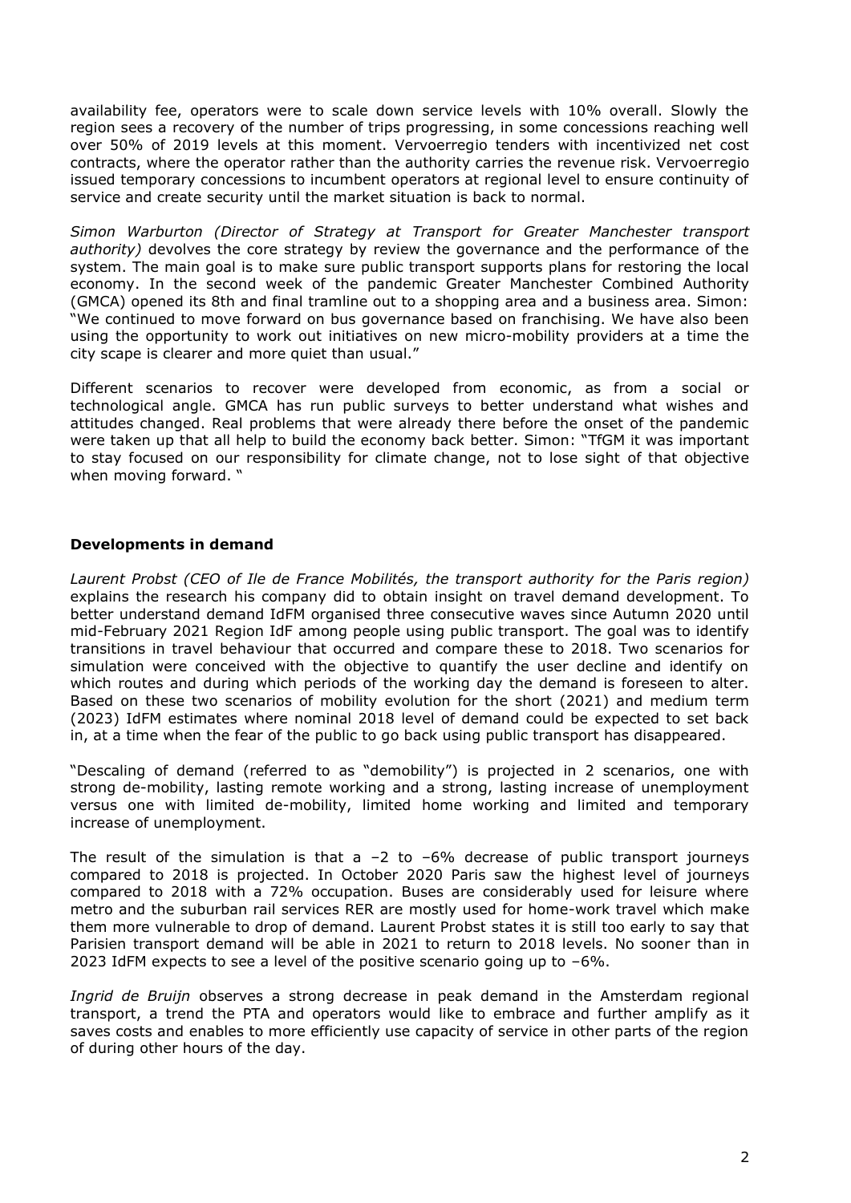availability fee, operators were to scale down service levels with 10% overall. Slowly the region sees a recovery of the number of trips progressing, in some concessions reaching well over 50% of 2019 levels at this moment. Vervoerregio tenders with incentivized net cost contracts, where the operator rather than the authority carries the revenue risk. Vervoerregio issued temporary concessions to incumbent operators at regional level to ensure continuity of service and create security until the market situation is back to normal.

*Simon Warburton (Director of Strategy at Transport for Greater Manchester transport authority)* devolves the core strategy by review the governance and the performance of the system. The main goal is to make sure public transport supports plans for restoring the local economy. In the second week of the pandemic Greater Manchester Combined Authority (GMCA) opened its 8th and final tramline out to a shopping area and a business area. Simon: "We continued to move forward on bus governance based on franchising. We have also been using the opportunity to work out initiatives on new micro-mobility providers at a time the city scape is clearer and more quiet than usual."

Different scenarios to recover were developed from economic, as from a social or technological angle. GMCA has run public surveys to better understand what wishes and attitudes changed. Real problems that were already there before the onset of the pandemic were taken up that all help to build the economy back better. Simon: "TfGM it was important to stay focused on our responsibility for climate change, not to lose sight of that objective when moving forward. "

## Developments in demand

*Laurent Probst (CEO of Ile de France Mobilités, the transport authority for the Paris region)* explains the research his company did to obtain insight on travel demand development. To better understand demand IdFM organised three consecutive waves since Autumn 2020 until mid-February 2021 Region IdF among people using public transport. The goal was to identify transitions in travel behaviour that occurred and compare these to 2018. Two scenarios for simulation were conceived with the objective to quantify the user decline and identify on which routes and during which periods of the working day the demand is foreseen to alter. Based on these two scenarios of mobility evolution for the short (2021) and medium term (2023) IdFM estimates where nominal 2018 level of demand could be expected to set back in, at a time when the fear of the public to go back using public transport has disappeared.

"Descaling of demand (referred to as "demobility") is projected in 2 scenarios, one with strong de-mobility, lasting remote working and a strong, lasting increase of unemployment versus one with limited de-mobility, limited home working and limited and temporary increase of unemployment.

The result of the simulation is that a –2 to –6% decrease of public transport journeys compared to 2018 is projected. In October 2020 Paris saw the highest level of journeys compared to 2018 with a 72% occupation. Buses are considerably used for leisure where metro and the suburban rail services RER are mostly used for home-work travel which make them more vulnerable to drop of demand. Laurent Probst states it is still too early to say that Parisien transport demand will be able in 2021 to return to 2018 levels. No sooner than in 2023 IdFM expects to see a level of the positive scenario going up to –6%.

*Ingrid de Bruijn* observes a strong decrease in peak demand in the Amsterdam regional transport, a trend the PTA and operators would like to embrace and further amplify as it saves costs and enables to more efficiently use capacity of service in other parts of the region of during other hours of the day.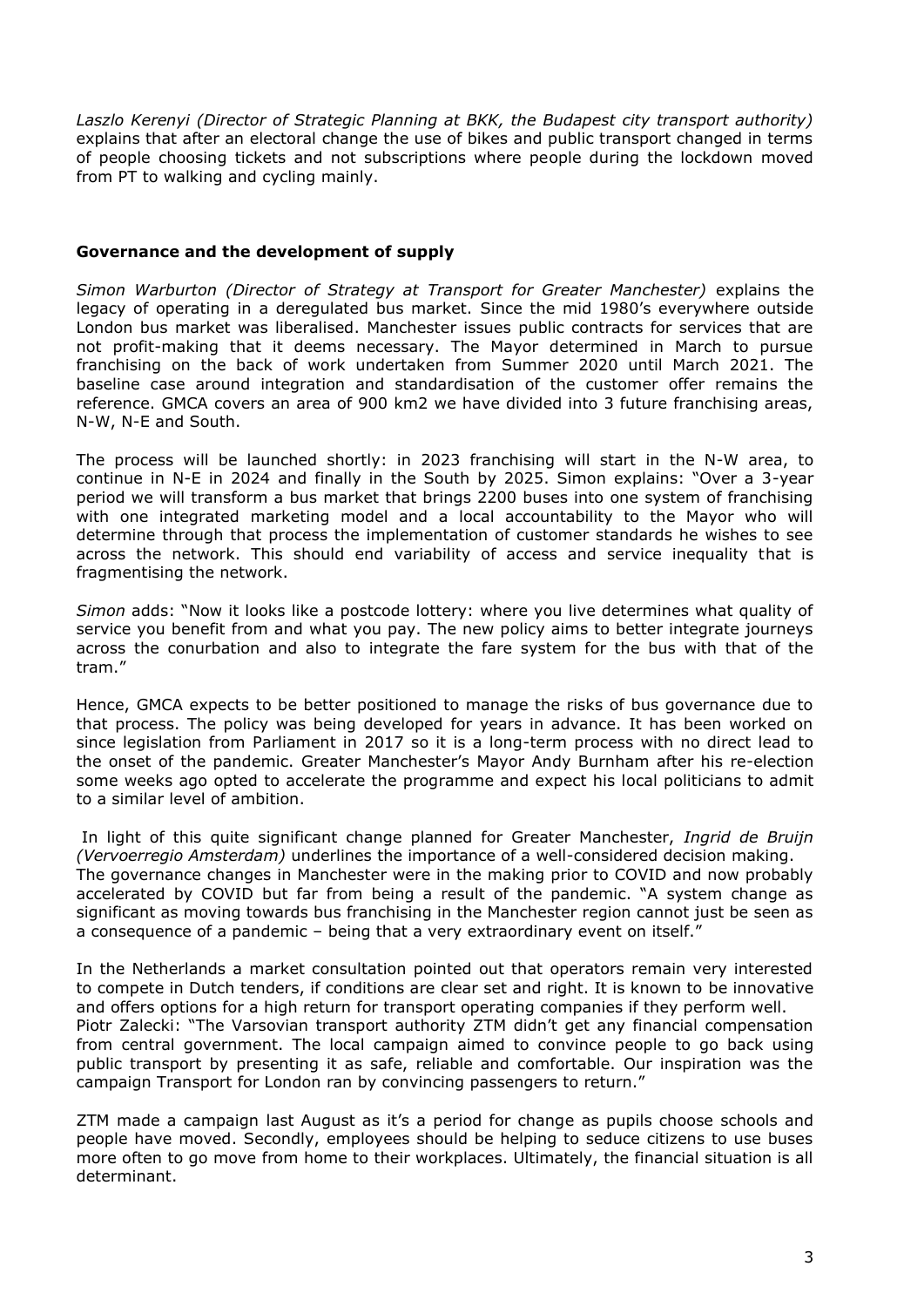*Laszlo Kerenyi (Director of Strategic Planning at BKK, the Budapest city transport authority)* explains that after an electoral change the use of bikes and public transport changed in terms of people choosing tickets and not subscriptions where people during the lockdown moved from PT to walking and cycling mainly.

## Governance and the development of supply

*Simon Warburton (Director of Strategy at Transport for Greater Manchester)* explains the legacy of operating in a deregulated bus market. Since the mid 1980's everywhere outside London bus market was liberalised. Manchester issues public contracts for services that are not profit-making that it deems necessary. The Mayor determined in March to pursue franchising on the back of work undertaken from Summer 2020 until March 2021. The baseline case around integration and standardisation of the customer offer remains the reference. GMCA covers an area of 900 km2 we have divided into 3 future franchising areas, N-W, N-E and South.

The process will be launched shortly: in 2023 franchising will start in the N-W area, to continue in N-E in 2024 and finally in the South by 2025. Simon explains: "Over a 3-year period we will transform a bus market that brings 2200 buses into one system of franchising with one integrated marketing model and a local accountability to the Mayor who will determine through that process the implementation of customer standards he wishes to see across the network. This should end variability of access and service inequality that is fragmentising the network.

*Simon* adds: "Now it looks like a postcode lottery: where you live determines what quality of service you benefit from and what you pay. The new policy aims to better integrate journeys across the conurbation and also to integrate the fare system for the bus with that of the tram."

Hence, GMCA expects to be better positioned to manage the risks of bus governance due to that process. The policy was being developed for years in advance. It has been worked on since legislation from Parliament in 2017 so it is a long-term process with no direct lead to the onset of the pandemic. Greater Manchester's Mayor Andy Burnham after his re-election some weeks ago opted to accelerate the programme and expect his local politicians to admit to a similar level of ambition.

In light of this quite significant change planned for Greater Manchester, *Ingrid de Bruijn (Vervoerregio Amsterdam)* underlines the importance of a well-considered decision making. The governance changes in Manchester were in the making prior to COVID and now probably accelerated by COVID but far from being a result of the pandemic. "A system change as significant as moving towards bus franchising in the Manchester region cannot just be seen as a consequence of a pandemic – being that a very extraordinary event on itself."

In the Netherlands a market consultation pointed out that operators remain very interested to compete in Dutch tenders, if conditions are clear set and right. It is known to be innovative and offers options for a high return for transport operating companies if they perform well.
Piotr Zalecki: "The Varsovian transport authority ZTM didn't get any financial compensation from central government. The local campaign aimed to convince people to go back using public transport by presenting it as safe, reliable and comfortable. Our inspiration was the campaign Transport for London ran by convincing passengers to return."

ZTM made a campaign last August as it's a period for change as pupils choose schools and people have moved. Secondly, employees should be helping to seduce citizens to use buses more often to go move from home to their workplaces. Ultimately, the financial situation is all determinant.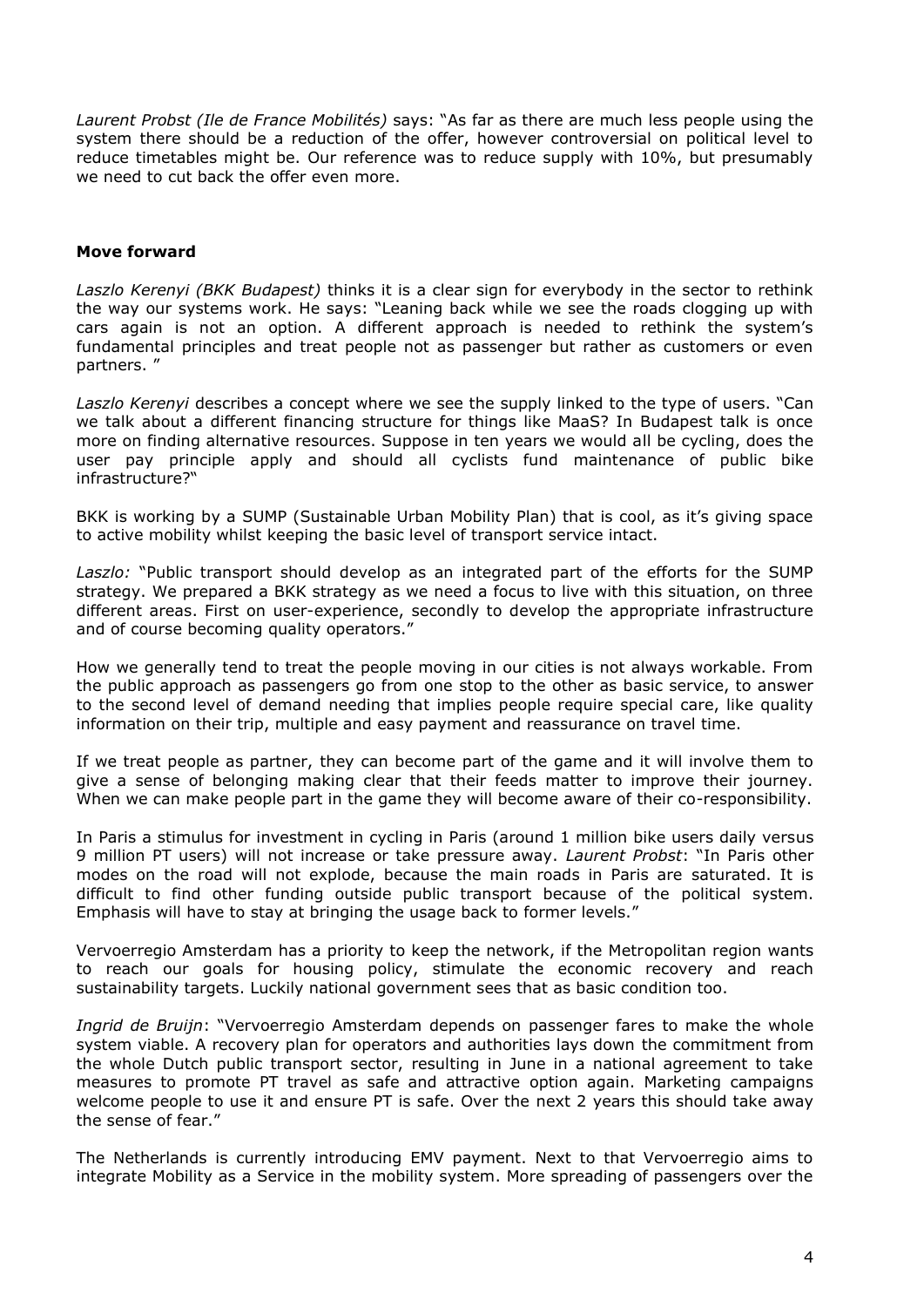*Laurent Probst (Ile de France Mobilités)* says: "As far as there are much less people using the system there should be a reduction of the offer, however controversial on political level to reduce timetables might be. Our reference was to reduce supply with 10%, but presumably we need to cut back the offer even more.

## Move forward

*Laszlo Kerenyi (BKK Budapest)* thinks it is a clear sign for everybody in the sector to rethink the way our systems work. He says: "Leaning back while we see the roads clogging up with cars again is not an option. A different approach is needed to rethink the system's fundamental principles and treat people not as passenger but rather as customers or even partners. "

*Laszlo Kerenyi* describes a concept where we see the supply linked to the type of users. "Can we talk about a different financing structure for things like MaaS? In Budapest talk is once more on finding alternative resources. Suppose in ten years we would all be cycling, does the user pay principle apply and should all cyclists fund maintenance of public bike infrastructure?"

BKK is working by a SUMP (Sustainable Urban Mobility Plan) that is cool, as it's giving space to active mobility whilst keeping the basic level of transport service intact.

*Laszlo:* "Public transport should develop as an integrated part of the efforts for the SUMP strategy. We prepared a BKK strategy as we need a focus to live with this situation, on three different areas. First on user-experience, secondly to develop the appropriate infrastructure and of course becoming quality operators."

How we generally tend to treat the people moving in our cities is not always workable. From the public approach as passengers go from one stop to the other as basic service, to answer to the second level of demand needing that implies people require special care, like quality information on their trip, multiple and easy payment and reassurance on travel time.

If we treat people as partner, they can become part of the game and it will involve them to give a sense of belonging making clear that their feeds matter to improve their journey. When we can make people part in the game they will become aware of their co-responsibility.

In Paris a stimulus for investment in cycling in Paris (around 1 million bike users daily versus 9 million PT users) will not increase or take pressure away. *Laurent Probst*: "In Paris other modes on the road will not explode, because the main roads in Paris are saturated. It is difficult to find other funding outside public transport because of the political system. Emphasis will have to stay at bringing the usage back to former levels."

Vervoerregio Amsterdam has a priority to keep the network, if the Metropolitan region wants to reach our goals for housing policy, stimulate the economic recovery and reach sustainability targets. Luckily national government sees that as basic condition too.

*Ingrid de Bruijn*: "Vervoerregio Amsterdam depends on passenger fares to make the whole system viable. A recovery plan for operators and authorities lays down the commitment from the whole Dutch public transport sector, resulting in June in a national agreement to take measures to promote PT travel as safe and attractive option again. Marketing campaigns welcome people to use it and ensure PT is safe. Over the next 2 years this should take away the sense of fear."

The Netherlands is currently introducing EMV payment. Next to that Vervoerregio aims to integrate Mobility as a Service in the mobility system. More spreading of passengers over the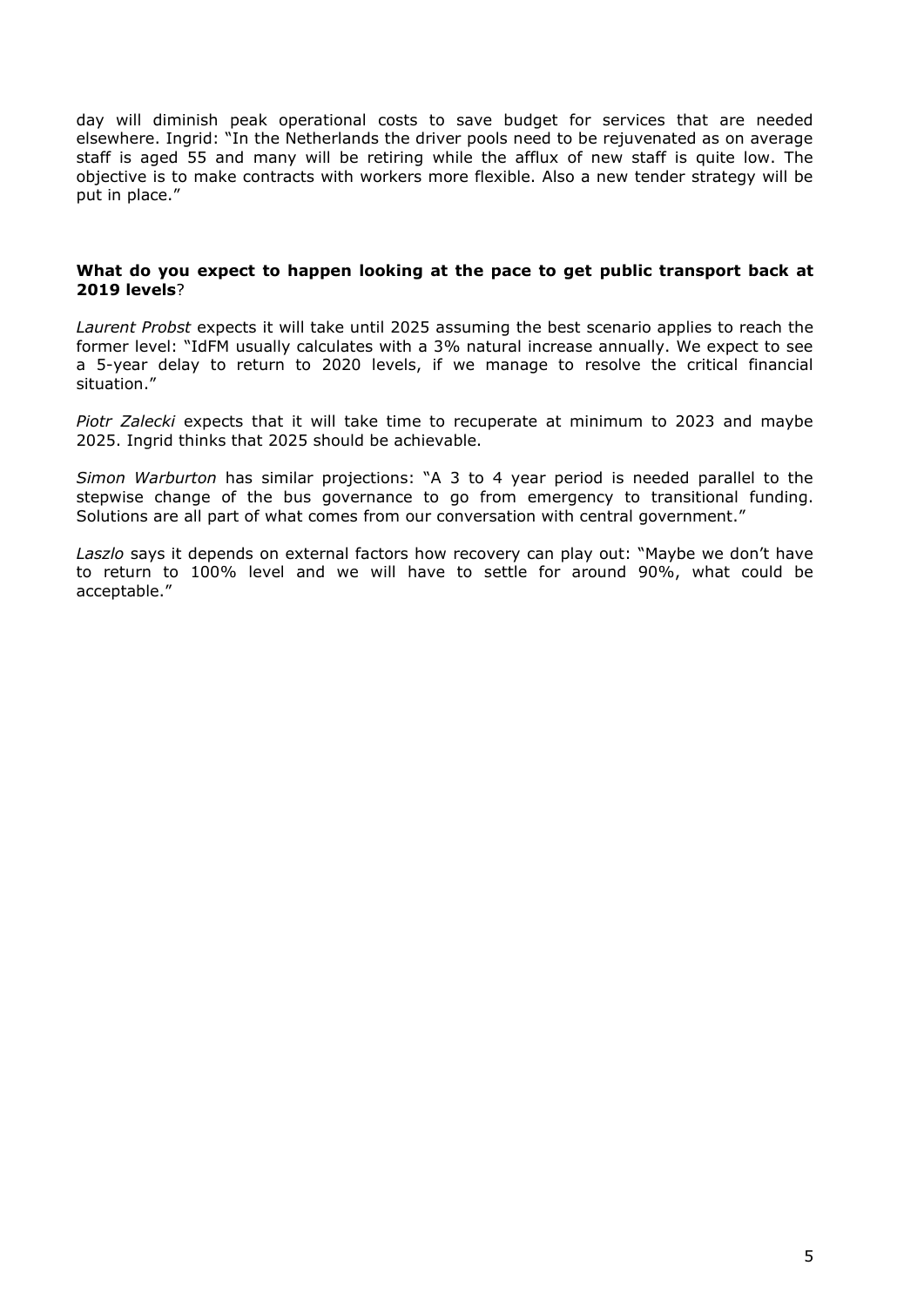day will diminish peak operational costs to save budget for services that are needed elsewhere. Ingrid: "In the Netherlands the driver pools need to be rejuvenated as on average staff is aged 55 and many will be retiring while the afflux of new staff is quite low. The objective is to make contracts with workers more flexible. Also a new tender strategy will be put in place."

**What do you expect to happen looking at the pace to get public transport back at 2019 levels**?

*Laurent Probst* expects it will take until 2025 assuming the best scenario applies to reach the former level: "IdFM usually calculates with a 3% natural increase annually. We expect to see a 5-year delay to return to 2020 levels, if we manage to resolve the critical financial situation."

*Piotr Zalecki* expects that it will take time to recuperate at minimum to 2023 and maybe 2025. Ingrid thinks that 2025 should be achievable.

*Simon Warburton* has similar projections: "A 3 to 4 year period is needed parallel to the stepwise change of the bus governance to go from emergency to transitional funding. Solutions are all part of what comes from our conversation with central government."

*Laszlo* says it depends on external factors how recovery can play out: "Maybe we don't have to return to 100% level and we will have to settle for around 90%, what could be acceptable."